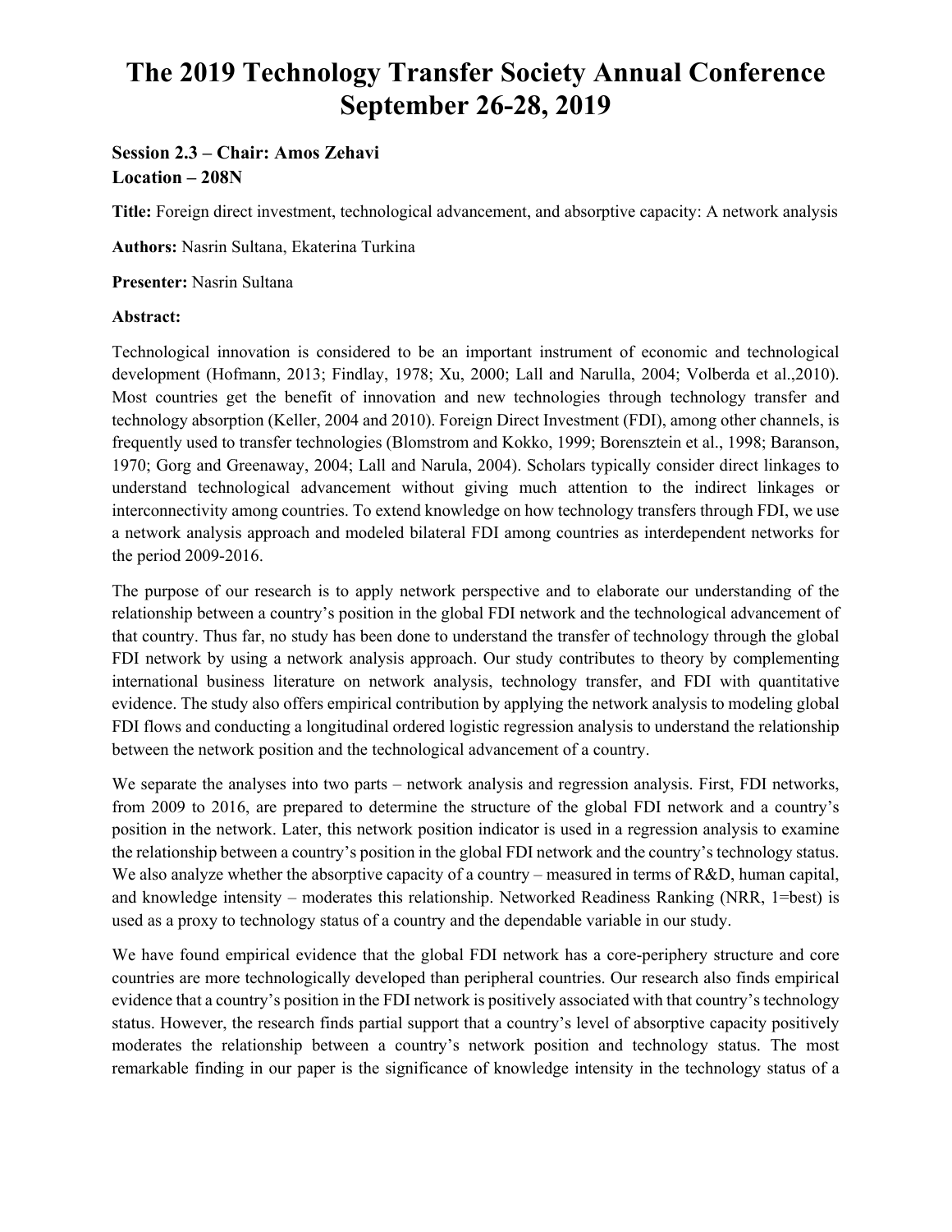# The 2019 Technology Transfer Society Annual Conference September 26-28, 2019

**Session 2.3 – Chair: Amos Zehavi**
**Location – 208N**

**Title:** Foreign direct investment, technological advancement, and absorptive capacity: A network analysis

**Authors:** Nasrin Sultana, Ekaterina Turkina

**Presenter:** Nasrin Sultana

**Abstract:**

Technological innovation is considered to be an important instrument of economic and technological development (Hofmann, 2013; Findlay, 1978; Xu, 2000; Lall and Narulla, 2004; Volberda et al.,2010). Most countries get the benefit of innovation and new technologies through technology transfer and technology absorption (Keller, 2004 and 2010). Foreign Direct Investment (FDI), among other channels, is frequently used to transfer technologies (Blomstrom and Kokko, 1999; Borensztein et al., 1998; Baranson, 1970; Gorg and Greenaway, 2004; Lall and Narula, 2004). Scholars typically consider direct linkages to understand technological advancement without giving much attention to the indirect linkages or interconnectivity among countries. To extend knowledge on how technology transfers through FDI, we use a network analysis approach and modeled bilateral FDI among countries as interdependent networks for the period 2009-2016.

The purpose of our research is to apply network perspective and to elaborate our understanding of the relationship between a country's position in the global FDI network and the technological advancement of that country. Thus far, no study has been done to understand the transfer of technology through the global FDI network by using a network analysis approach. Our study contributes to theory by complementing international business literature on network analysis, technology transfer, and FDI with quantitative evidence. The study also offers empirical contribution by applying the network analysis to modeling global FDI flows and conducting a longitudinal ordered logistic regression analysis to understand the relationship between the network position and the technological advancement of a country.

We separate the analyses into two parts – network analysis and regression analysis. First, FDI networks, from 2009 to 2016, are prepared to determine the structure of the global FDI network and a country's position in the network. Later, this network position indicator is used in a regression analysis to examine the relationship between a country's position in the global FDI network and the country's technology status. We also analyze whether the absorptive capacity of a country – measured in terms of R&D, human capital, and knowledge intensity – moderates this relationship. Networked Readiness Ranking (NRR, 1=best) is used as a proxy to technology status of a country and the dependable variable in our study.

We have found empirical evidence that the global FDI network has a core-periphery structure and core countries are more technologically developed than peripheral countries. Our research also finds empirical evidence that a country's position in the FDI network is positively associated with that country's technology status. However, the research finds partial support that a country's level of absorptive capacity positively moderates the relationship between a country's network position and technology status. The most remarkable finding in our paper is the significance of knowledge intensity in the technology status of a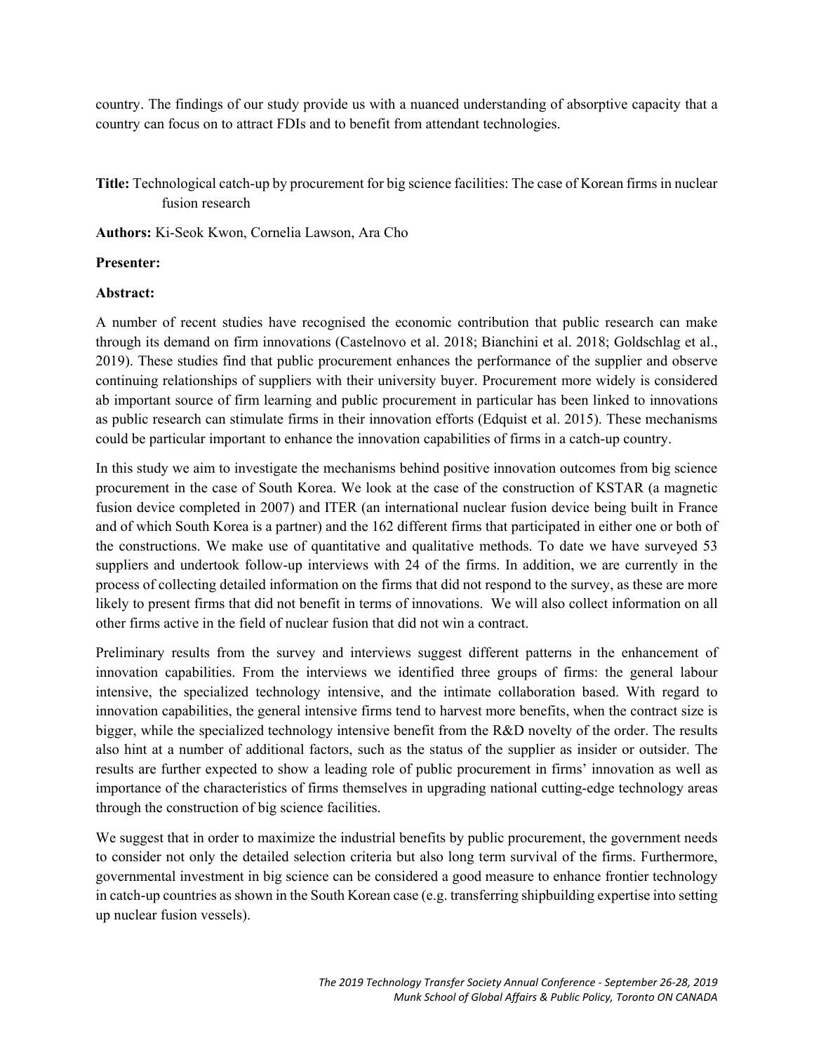country. The findings of our study provide us with a nuanced understanding of absorptive capacity that a country can focus on to attract FDIs and to benefit from attendant technologies.

**Title:** Technological catch-up by procurement for big science facilities: The case of Korean firms in nuclear fusion research

**Authors:** Ki-Seok Kwon, Cornelia Lawson, Ara Cho

**Presenter:**

**Abstract:**

A number of recent studies have recognised the economic contribution that public research can make through its demand on firm innovations (Castelnovo et al. 2018; Bianchini et al. 2018; Goldschlag et al., 2019). These studies find that public procurement enhances the performance of the supplier and observe continuing relationships of suppliers with their university buyer. Procurement more widely is considered ab important source of firm learning and public procurement in particular has been linked to innovations as public research can stimulate firms in their innovation efforts (Edquist et al. 2015). These mechanisms could be particular important to enhance the innovation capabilities of firms in a catch-up country.

In this study we aim to investigate the mechanisms behind positive innovation outcomes from big science procurement in the case of South Korea. We look at the case of the construction of KSTAR (a magnetic fusion device completed in 2007) and ITER (an international nuclear fusion device being built in France and of which South Korea is a partner) and the 162 different firms that participated in either one or both of the constructions. We make use of quantitative and qualitative methods. To date we have surveyed 53 suppliers and undertook follow-up interviews with 24 of the firms. In addition, we are currently in the process of collecting detailed information on the firms that did not respond to the survey, as these are more likely to present firms that did not benefit in terms of innovations. We will also collect information on all other firms active in the field of nuclear fusion that did not win a contract.

Preliminary results from the survey and interviews suggest different patterns in the enhancement of innovation capabilities. From the interviews we identified three groups of firms: the general labour intensive, the specialized technology intensive, and the intimate collaboration based. With regard to innovation capabilities, the general intensive firms tend to harvest more benefits, when the contract size is bigger, while the specialized technology intensive benefit from the R&D novelty of the order. The results also hint at a number of additional factors, such as the status of the supplier as insider or outsider. The results are further expected to show a leading role of public procurement in firms' innovation as well as importance of the characteristics of firms themselves in upgrading national cutting-edge technology areas through the construction of big science facilities.

We suggest that in order to maximize the industrial benefits by public procurement, the government needs to consider not only the detailed selection criteria but also long term survival of the firms. Furthermore, governmental investment in big science can be considered a good measure to enhance frontier technology in catch-up countries as shown in the South Korean case (e.g. transferring shipbuilding expertise into setting up nuclear fusion vessels).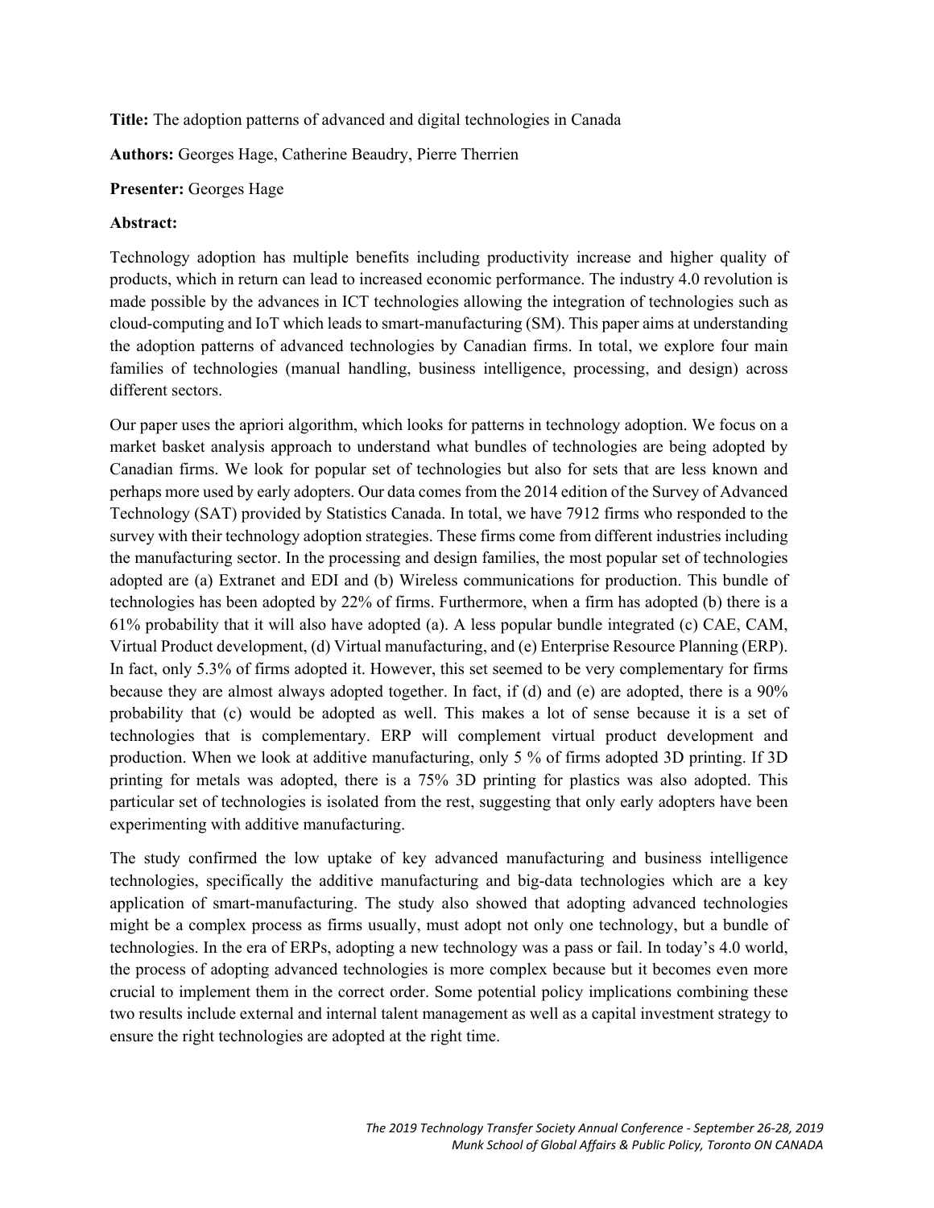**Title:** The adoption patterns of advanced and digital technologies in Canada

**Authors:** Georges Hage, Catherine Beaudry, Pierre Therrien

**Presenter:** Georges Hage

**Abstract:**

Technology adoption has multiple benefits including productivity increase and higher quality of products, which in return can lead to increased economic performance. The industry 4.0 revolution is made possible by the advances in ICT technologies allowing the integration of technologies such as cloud-computing and IoT which leads to smart-manufacturing (SM). This paper aims at understanding the adoption patterns of advanced technologies by Canadian firms. In total, we explore four main families of technologies (manual handling, business intelligence, processing, and design) across different sectors.

Our paper uses the apriori algorithm, which looks for patterns in technology adoption. We focus on a market basket analysis approach to understand what bundles of technologies are being adopted by Canadian firms. We look for popular set of technologies but also for sets that are less known and perhaps more used by early adopters. Our data comes from the 2014 edition of the Survey of Advanced Technology (SAT) provided by Statistics Canada. In total, we have 7912 firms who responded to the survey with their technology adoption strategies. These firms come from different industries including the manufacturing sector. In the processing and design families, the most popular set of technologies adopted are (a) Extranet and EDI and (b) Wireless communications for production. This bundle of technologies has been adopted by 22% of firms. Furthermore, when a firm has adopted (b) there is a 61% probability that it will also have adopted (a). A less popular bundle integrated (c) CAE, CAM, Virtual Product development, (d) Virtual manufacturing, and (e) Enterprise Resource Planning (ERP). In fact, only 5.3% of firms adopted it. However, this set seemed to be very complementary for firms because they are almost always adopted together. In fact, if (d) and (e) are adopted, there is a 90% probability that (c) would be adopted as well. This makes a lot of sense because it is a set of technologies that is complementary. ERP will complement virtual product development and production. When we look at additive manufacturing, only 5 % of firms adopted 3D printing. If 3D printing for metals was adopted, there is a 75% 3D printing for plastics was also adopted. This particular set of technologies is isolated from the rest, suggesting that only early adopters have been experimenting with additive manufacturing.

The study confirmed the low uptake of key advanced manufacturing and business intelligence technologies, specifically the additive manufacturing and big-data technologies which are a key application of smart-manufacturing. The study also showed that adopting advanced technologies might be a complex process as firms usually, must adopt not only one technology, but a bundle of technologies. In the era of ERPs, adopting a new technology was a pass or fail. In today's 4.0 world, the process of adopting advanced technologies is more complex because but it becomes even more crucial to implement them in the correct order. Some potential policy implications combining these two results include external and internal talent management as well as a capital investment strategy to ensure the right technologies are adopted at the right time.